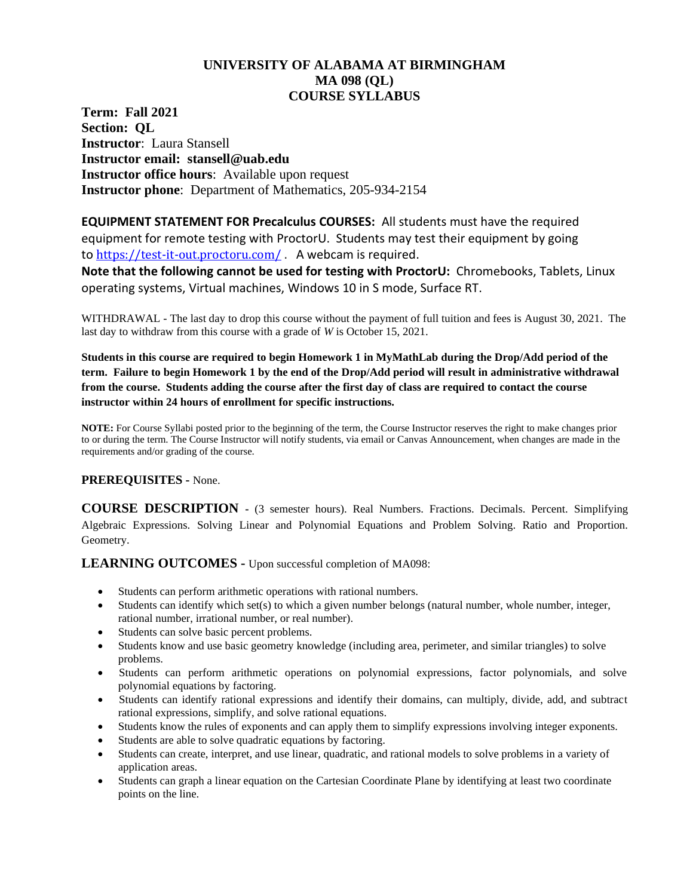# UNIVERSITY OF ALABAMA AT BIRMINGHAM
## MA 098 (QL)
## COURSE SYLLABUS

**Term: Fall 2021**
**Section: QL**
**Instructor**: Laura Stansell
**Instructor email: stansell@uab.edu**
**Instructor office hours**: Available upon request
**Instructor phone**: Department of Mathematics, 205-934-2154

**EQUIPMENT STATEMENT FOR Precalculus COURSES:** All students must have the required equipment for remote testing with ProctorU. Students may test their equipment by going to https://test-it-out.proctoru.com/ . A webcam is required.
**Note that the following cannot be used for testing with ProctorU:** Chromebooks, Tablets, Linux operating systems, Virtual machines, Windows 10 in S mode, Surface RT.

WITHDRAWAL - The last day to drop this course without the payment of full tuition and fees is August 30, 2021. The last day to withdraw from this course with a grade of *W* is October 15, 2021.

**Students in this course are required to begin Homework 1 in MyMathLab during the Drop/Add period of the term. Failure to begin Homework 1 by the end of the Drop/Add period will result in administrative withdrawal from the course. Students adding the course after the first day of class are required to contact the course instructor within 24 hours of enrollment for specific instructions.**

**NOTE:** For Course Syllabi posted prior to the beginning of the term, the Course Instructor reserves the right to make changes prior to or during the term. The Course Instructor will notify students, via email or Canvas Announcement, when changes are made in the requirements and/or grading of the course.

**PREREQUISITES -** None.

**COURSE DESCRIPTION** - (3 semester hours). Real Numbers. Fractions. Decimals. Percent. Simplifying Algebraic Expressions. Solving Linear and Polynomial Equations and Problem Solving. Ratio and Proportion. Geometry.

**LEARNING OUTCOMES -** Upon successful completion of MA098:

- Students can perform arithmetic operations with rational numbers.
- Students can identify which set(s) to which a given number belongs (natural number, whole number, integer, rational number, irrational number, or real number).
- Students can solve basic percent problems.
- Students know and use basic geometry knowledge (including area, perimeter, and similar triangles) to solve problems.
- Students can perform arithmetic operations on polynomial expressions, factor polynomials, and solve polynomial equations by factoring.
- Students can identify rational expressions and identify their domains, can multiply, divide, add, and subtract rational expressions, simplify, and solve rational equations.
- Students know the rules of exponents and can apply them to simplify expressions involving integer exponents.
- Students are able to solve quadratic equations by factoring.
- Students can create, interpret, and use linear, quadratic, and rational models to solve problems in a variety of application areas.
- Students can graph a linear equation on the Cartesian Coordinate Plane by identifying at least two coordinate points on the line.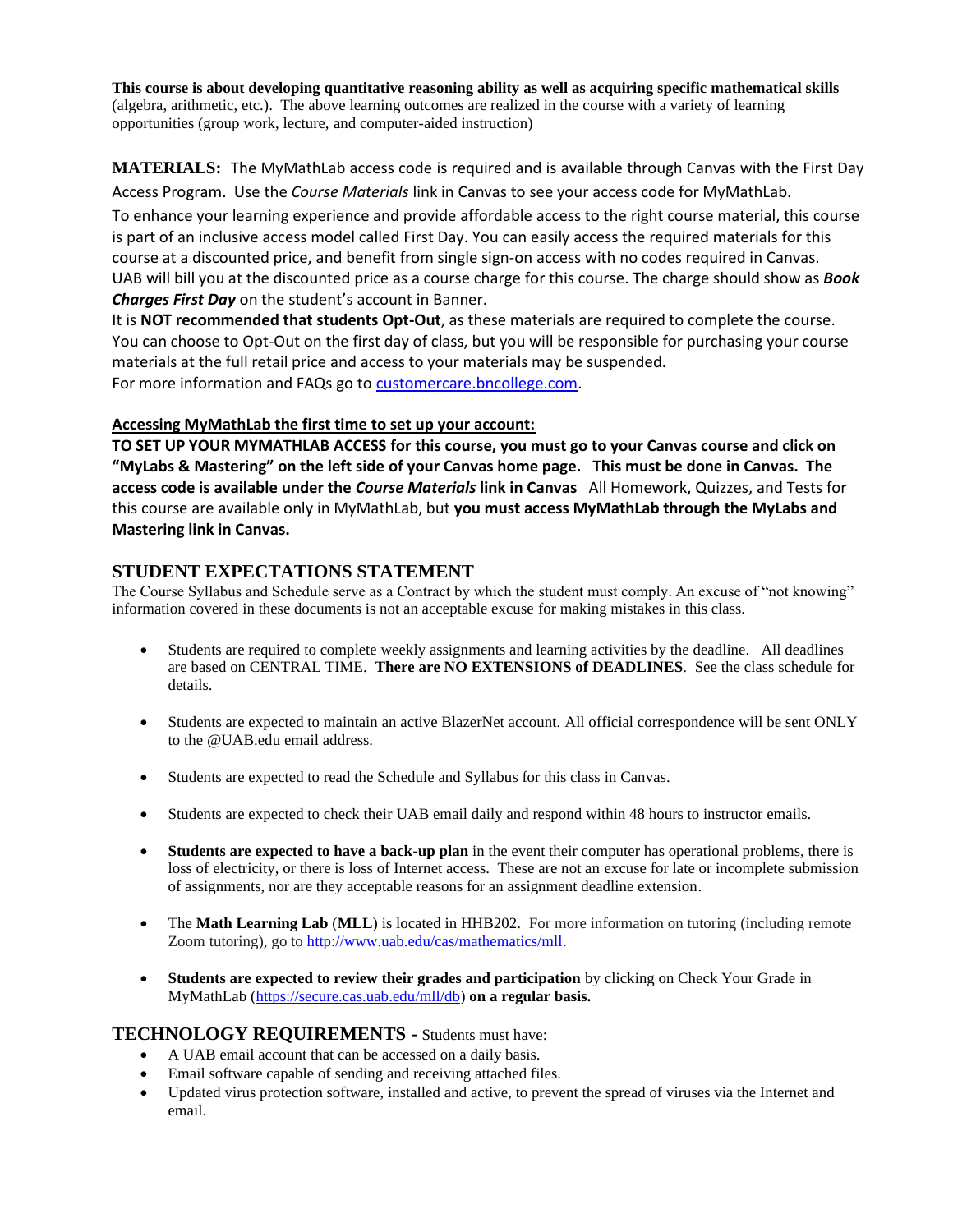**This course is about developing quantitative reasoning ability as well as acquiring specific mathematical skills** (algebra, arithmetic, etc.). The above learning outcomes are realized in the course with a variety of learning opportunities (group work, lecture, and computer-aided instruction)

**MATERIALS:** The MyMathLab access code is required and is available through Canvas with the First Day Access Program. Use the *Course Materials* link in Canvas to see your access code for MyMathLab.
To enhance your learning experience and provide affordable access to the right course material, this course is part of an inclusive access model called First Day. You can easily access the required materials for this course at a discounted price, and benefit from single sign-on access with no codes required in Canvas. UAB will bill you at the discounted price as a course charge for this course. The charge should show as ***Book Charges First Day*** on the student's account in Banner.
It is **NOT recommended that students Opt-Out**, as these materials are required to complete the course. You can choose to Opt-Out on the first day of class, but you will be responsible for purchasing your course materials at the full retail price and access to your materials may be suspended.
For more information and FAQs go to [customercare.bncollege.com](customercare.bncollege.com).

**Accessing MyMathLab the first time to set up your account:**

**TO SET UP YOUR MYMATHLAB ACCESS for this course, you must go to your Canvas course and click on "MyLabs & Mastering" on the left side of your Canvas home page. This must be done in Canvas. The access code is available under the *Course Materials* link in Canvas** All Homework, Quizzes, and Tests for this course are available only in MyMathLab, but **you must access MyMathLab through the MyLabs and Mastering link in Canvas.**

## STUDENT EXPECTATIONS STATEMENT

The Course Syllabus and Schedule serve as a Contract by which the student must comply. An excuse of "not knowing" information covered in these documents is not an acceptable excuse for making mistakes in this class.

- Students are required to complete weekly assignments and learning activities by the deadline. All deadlines are based on CENTRAL TIME. **There are NO EXTENSIONS of DEADLINES**. See the class schedule for details.
- Students are expected to maintain an active BlazerNet account. All official correspondence will be sent ONLY to the @UAB.edu email address.
- Students are expected to read the Schedule and Syllabus for this class in Canvas.
- Students are expected to check their UAB email daily and respond within 48 hours to instructor emails.
- **Students are expected to have a back-up plan** in the event their computer has operational problems, there is loss of electricity, or there is loss of Internet access. These are not an excuse for late or incomplete submission of assignments, nor are they acceptable reasons for an assignment deadline extension.
- The **Math Learning Lab** (**MLL**) is located in HHB202. For more information on tutoring (including remote Zoom tutoring), go to [http://www.uab.edu/cas/mathematics/mll.](http://www.uab.edu/cas/mathematics/mll.)
- **Students are expected to review their grades and participation** by clicking on Check Your Grade in MyMathLab ([https://secure.cas.uab.edu/mll/db](https://secure.cas.uab.edu/mll/db)) **on a regular basis.**

## TECHNOLOGY REQUIREMENTS - Students must have:

- A UAB email account that can be accessed on a daily basis.
- Email software capable of sending and receiving attached files.
- Updated virus protection software, installed and active, to prevent the spread of viruses via the Internet and email.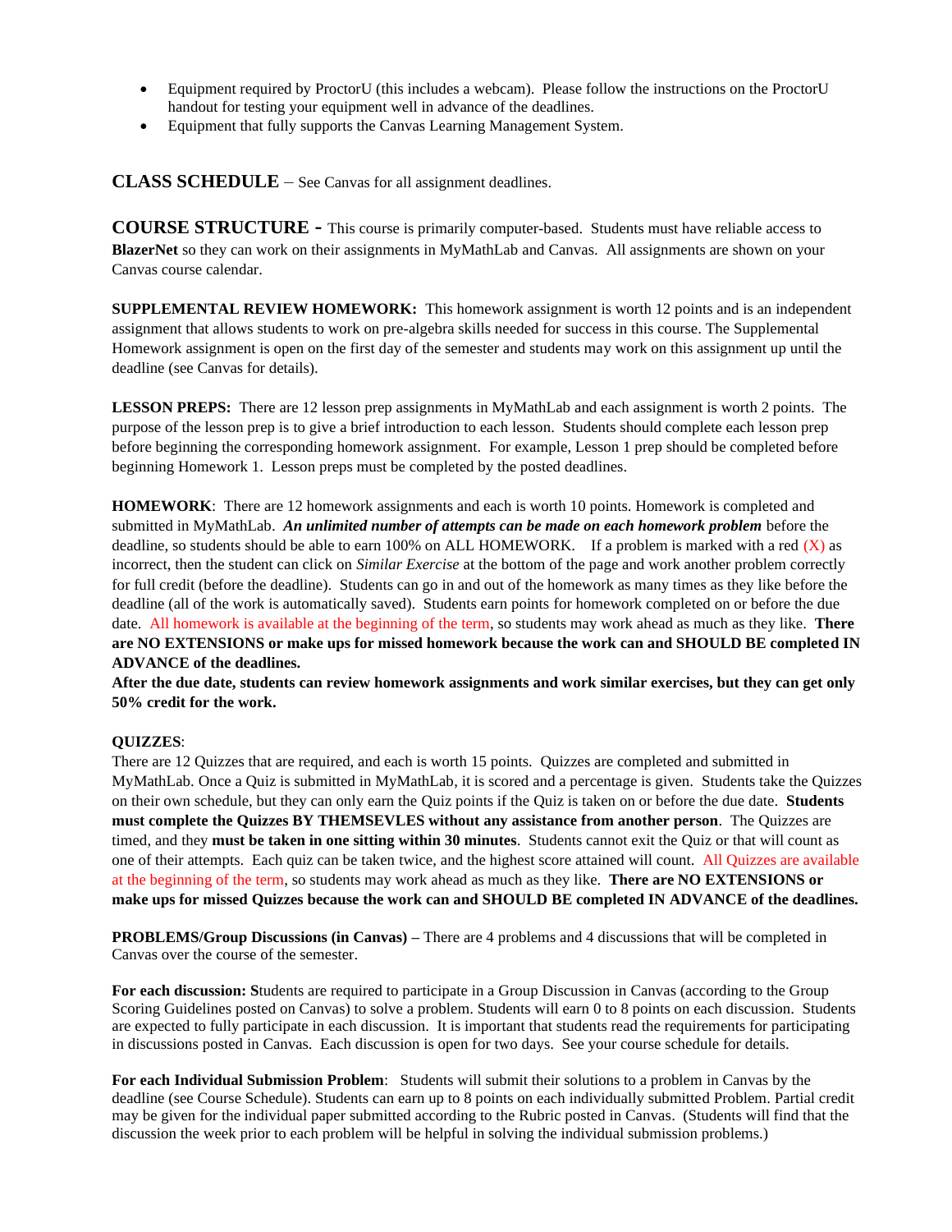- Equipment required by ProctorU (this includes a webcam). Please follow the instructions on the ProctorU handout for testing your equipment well in advance of the deadlines.
- Equipment that fully supports the Canvas Learning Management System.

## CLASS SCHEDULE – See Canvas for all assignment deadlines.

## COURSE STRUCTURE - This course is primarily computer-based. Students must have reliable access to **BlazerNet** so they can work on their assignments in MyMathLab and Canvas. All assignments are shown on your Canvas course calendar.

**SUPPLEMENTAL REVIEW HOMEWORK:** This homework assignment is worth 12 points and is an independent assignment that allows students to work on pre-algebra skills needed for success in this course. The Supplemental Homework assignment is open on the first day of the semester and students may work on this assignment up until the deadline (see Canvas for details).

**LESSON PREPS:** There are 12 lesson prep assignments in MyMathLab and each assignment is worth 2 points. The purpose of the lesson prep is to give a brief introduction to each lesson. Students should complete each lesson prep before beginning the corresponding homework assignment. For example, Lesson 1 prep should be completed before beginning Homework 1. Lesson preps must be completed by the posted deadlines.

**HOMEWORK**: There are 12 homework assignments and each is worth 10 points. Homework is completed and submitted in MyMathLab. ***An unlimited number of attempts can be made on each homework problem*** before the deadline, so students should be able to earn 100% on ALL HOMEWORK. If a problem is marked with a red (X) as incorrect, then the student can click on *Similar Exercise* at the bottom of the page and work another problem correctly for full credit (before the deadline). Students can go in and out of the homework as many times as they like before the deadline (all of the work is automatically saved). Students earn points for homework completed on or before the due date. All homework is available at the beginning of the term, so students may work ahead as much as they like. **There are NO EXTENSIONS or make ups for missed homework because the work can and SHOULD BE completed IN ADVANCE of the deadlines.**

**After the due date, students can review homework assignments and work similar exercises, but they can get only 50% credit for the work.**

**QUIZZES**:

There are 12 Quizzes that are required, and each is worth 15 points. Quizzes are completed and submitted in MyMathLab. Once a Quiz is submitted in MyMathLab, it is scored and a percentage is given. Students take the Quizzes on their own schedule, but they can only earn the Quiz points if the Quiz is taken on or before the due date. **Students must complete the Quizzes BY THEMSEVLES without any assistance from another person**. The Quizzes are timed, and they **must be taken in one sitting within 30 minutes**. Students cannot exit the Quiz or that will count as one of their attempts. Each quiz can be taken twice, and the highest score attained will count. All Quizzes are available at the beginning of the term, so students may work ahead as much as they like. **There are NO EXTENSIONS or make ups for missed Quizzes because the work can and SHOULD BE completed IN ADVANCE of the deadlines.**

**PROBLEMS/Group Discussions (in Canvas) –** There are 4 problems and 4 discussions that will be completed in Canvas over the course of the semester.

**For each discussion: S**tudents are required to participate in a Group Discussion in Canvas (according to the Group Scoring Guidelines posted on Canvas) to solve a problem. Students will earn 0 to 8 points on each discussion. Students are expected to fully participate in each discussion. It is important that students read the requirements for participating in discussions posted in Canvas. Each discussion is open for two days. See your course schedule for details.

**For each Individual Submission Problem**: Students will submit their solutions to a problem in Canvas by the deadline (see Course Schedule). Students can earn up to 8 points on each individually submitted Problem. Partial credit may be given for the individual paper submitted according to the Rubric posted in Canvas. (Students will find that the discussion the week prior to each problem will be helpful in solving the individual submission problems.)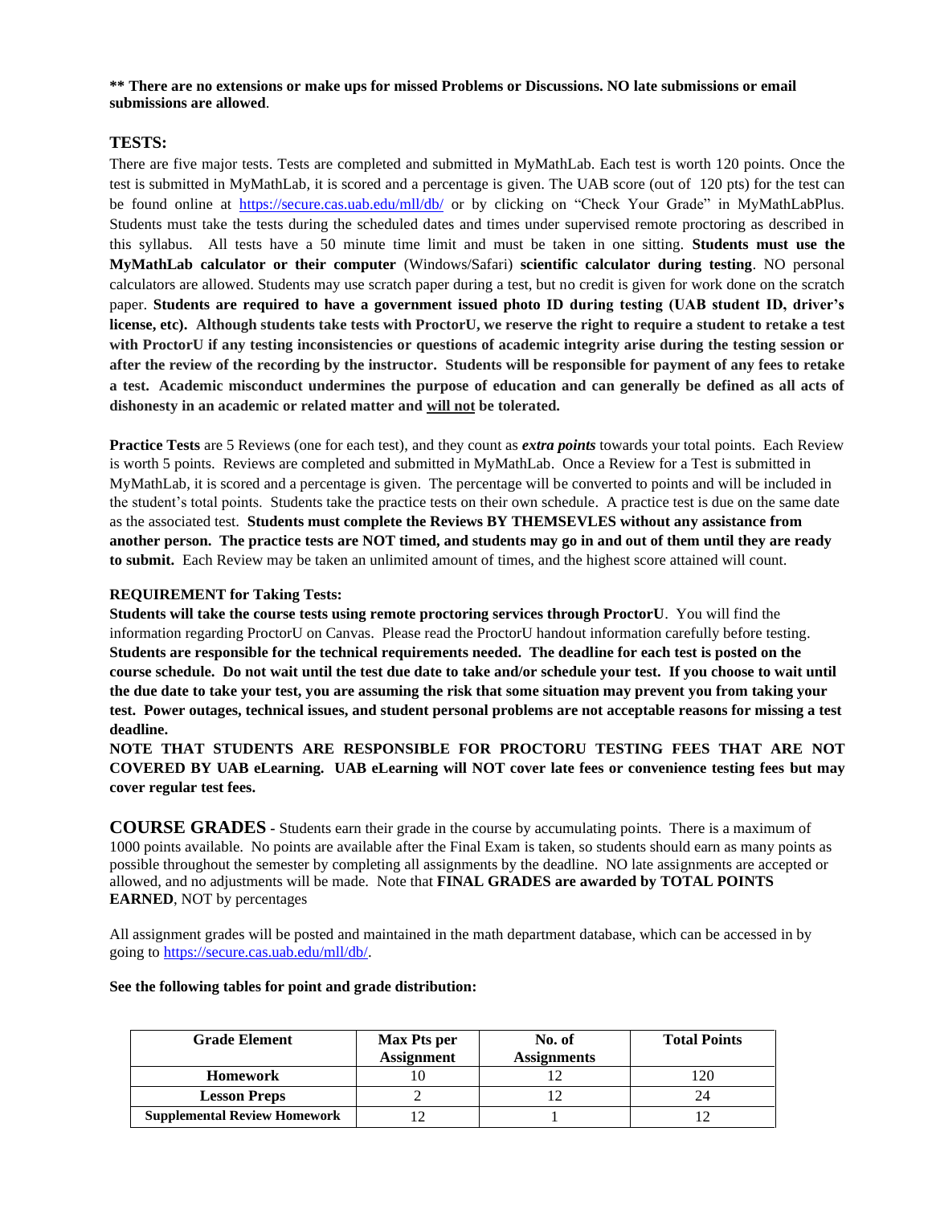**** There are no extensions or make ups for missed Problems or Discussions. NO late submissions or email submissions are allowed**.

## TESTS:

There are five major tests. Tests are completed and submitted in MyMathLab. Each test is worth 120 points. Once the test is submitted in MyMathLab, it is scored and a percentage is given. The UAB score (out of 120 pts) for the test can be found online at https://secure.cas.uab.edu/mll/db/ or by clicking on "Check Your Grade" in MyMathLabPlus. Students must take the tests during the scheduled dates and times under supervised remote proctoring as described in this syllabus. All tests have a 50 minute time limit and must be taken in one sitting. **Students must use the MyMathLab calculator or their computer** (Windows/Safari) **scientific calculator during testing**. NO personal calculators are allowed. Students may use scratch paper during a test, but no credit is given for work done on the scratch paper. **Students are required to have a government issued photo ID during testing (UAB student ID, driver's license, etc). Although students take tests with ProctorU, we reserve the right to require a student to retake a test with ProctorU if any testing inconsistencies or questions of academic integrity arise during the testing session or after the review of the recording by the instructor. Students will be responsible for payment of any fees to retake a test. Academic misconduct undermines the purpose of education and can generally be defined as all acts of dishonesty in an academic or related matter and <u>will not</u> be tolerated.**

**Practice Tests** are 5 Reviews (one for each test), and they count as ***extra points*** towards your total points. Each Review is worth 5 points. Reviews are completed and submitted in MyMathLab. Once a Review for a Test is submitted in MyMathLab, it is scored and a percentage is given. The percentage will be converted to points and will be included in the student's total points. Students take the practice tests on their own schedule. A practice test is due on the same date as the associated test. **Students must complete the Reviews BY THEMSEVLES without any assistance from another person. The practice tests are NOT timed, and students may go in and out of them until they are ready to submit.** Each Review may be taken an unlimited amount of times, and the highest score attained will count.

**REQUIREMENT for Taking Tests:**

**Students will take the course tests using remote proctoring services through ProctorU**. You will find the information regarding ProctorU on Canvas. Please read the ProctorU handout information carefully before testing. **Students are responsible for the technical requirements needed. The deadline for each test is posted on the course schedule. Do not wait until the test due date to take and/or schedule your test. If you choose to wait until the due date to take your test, you are assuming the risk that some situation may prevent you from taking your test. Power outages, technical issues, and student personal problems are not acceptable reasons for missing a test deadline.**

**NOTE THAT STUDENTS ARE RESPONSIBLE FOR PROCTORU TESTING FEES THAT ARE NOT COVERED BY UAB eLearning. UAB eLearning will NOT cover late fees or convenience testing fees but may cover regular test fees.**

## COURSE GRADES

- Students earn their grade in the course by accumulating points. There is a maximum of 1000 points available. No points are available after the Final Exam is taken, so students should earn as many points as possible throughout the semester by completing all assignments by the deadline. NO late assignments are accepted or allowed, and no adjustments will be made. Note that **FINAL GRADES are awarded by TOTAL POINTS EARNED**, NOT by percentages

All assignment grades will be posted and maintained in the math department database, which can be accessed in by going to https://secure.cas.uab.edu/mll/db/.

**See the following tables for point and grade distribution:**

| Grade Element | Max Pts per Assignment | No. of Assignments | Total Points |
|---|---|---|---|
| **Homework** | 10 | 12 | 120 |
| **Lesson Preps** | 2 | 12 | 24 |
| **Supplemental Review Homework** | 12 | 1 | 12 |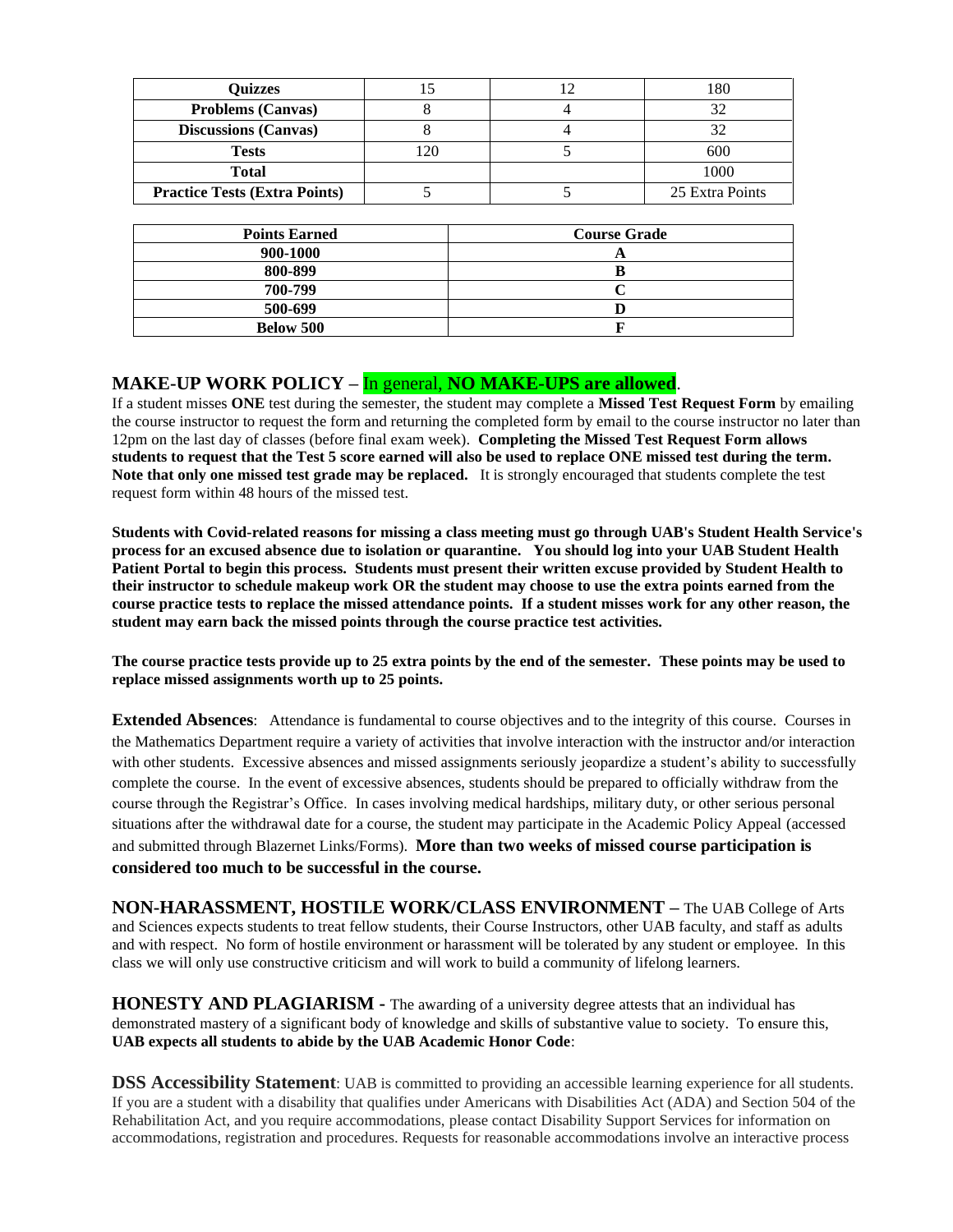| **Quizzes** | 15 | 12 | 180 |
|---|---|---|---|
| **Problems (Canvas)** | 8 | 4 | 32 |
| **Discussions (Canvas)** | 8 | 4 | 32 |
| **Tests** | 120 | 5 | 600 |
| **Total** | | | 1000 |
| **Practice Tests (Extra Points)** | 5 | 5 | 25 Extra Points |

| Points Earned | Course Grade |
|---|---|
| **900-1000** | **A** |
| **800-899** | **B** |
| **700-799** | **C** |
| **500-699** | **D** |
| **Below 500** | **F** |

**MAKE-UP WORK POLICY** – In general, **NO MAKE-UPS are allowed**.

If a student misses **ONE** test during the semester, the student may complete a **Missed Test Request Form** by emailing the course instructor to request the form and returning the completed form by email to the course instructor no later than 12pm on the last day of classes (before final exam week). **Completing the Missed Test Request Form allows students to request that the Test 5 score earned will also be used to replace ONE missed test during the term. Note that only one missed test grade may be replaced.** It is strongly encouraged that students complete the test request form within 48 hours of the missed test.

**Students with Covid-related reasons for missing a class meeting must go through UAB's Student Health Service's process for an excused absence due to isolation or quarantine. You should log into your UAB Student Health Patient Portal to begin this process. Students must present their written excuse provided by Student Health to their instructor to schedule makeup work OR the student may choose to use the extra points earned from the course practice tests to replace the missed attendance points. If a student misses work for any other reason, the student may earn back the missed points through the course practice test activities.**

**The course practice tests provide up to 25 extra points by the end of the semester. These points may be used to replace missed assignments worth up to 25 points.**

**Extended Absences**: Attendance is fundamental to course objectives and to the integrity of this course. Courses in the Mathematics Department require a variety of activities that involve interaction with the instructor and/or interaction with other students. Excessive absences and missed assignments seriously jeopardize a student's ability to successfully complete the course. In the event of excessive absences, students should be prepared to officially withdraw from the course through the Registrar's Office. In cases involving medical hardships, military duty, or other serious personal situations after the withdrawal date for a course, the student may participate in the Academic Policy Appeal (accessed and submitted through Blazernet Links/Forms). **More than two weeks of missed course participation is considered too much to be successful in the course.**

**NON-HARASSMENT, HOSTILE WORK/CLASS ENVIRONMENT** – The UAB College of Arts and Sciences expects students to treat fellow students, their Course Instructors, other UAB faculty, and staff as adults and with respect. No form of hostile environment or harassment will be tolerated by any student or employee. In this class we will only use constructive criticism and will work to build a community of lifelong learners.

**HONESTY AND PLAGIARISM -** The awarding of a university degree attests that an individual has demonstrated mastery of a significant body of knowledge and skills of substantive value to society. To ensure this, **UAB expects all students to abide by the UAB Academic Honor Code**:

**DSS Accessibility Statement**: UAB is committed to providing an accessible learning experience for all students. If you are a student with a disability that qualifies under Americans with Disabilities Act (ADA) and Section 504 of the Rehabilitation Act, and you require accommodations, please contact Disability Support Services for information on accommodations, registration and procedures. Requests for reasonable accommodations involve an interactive process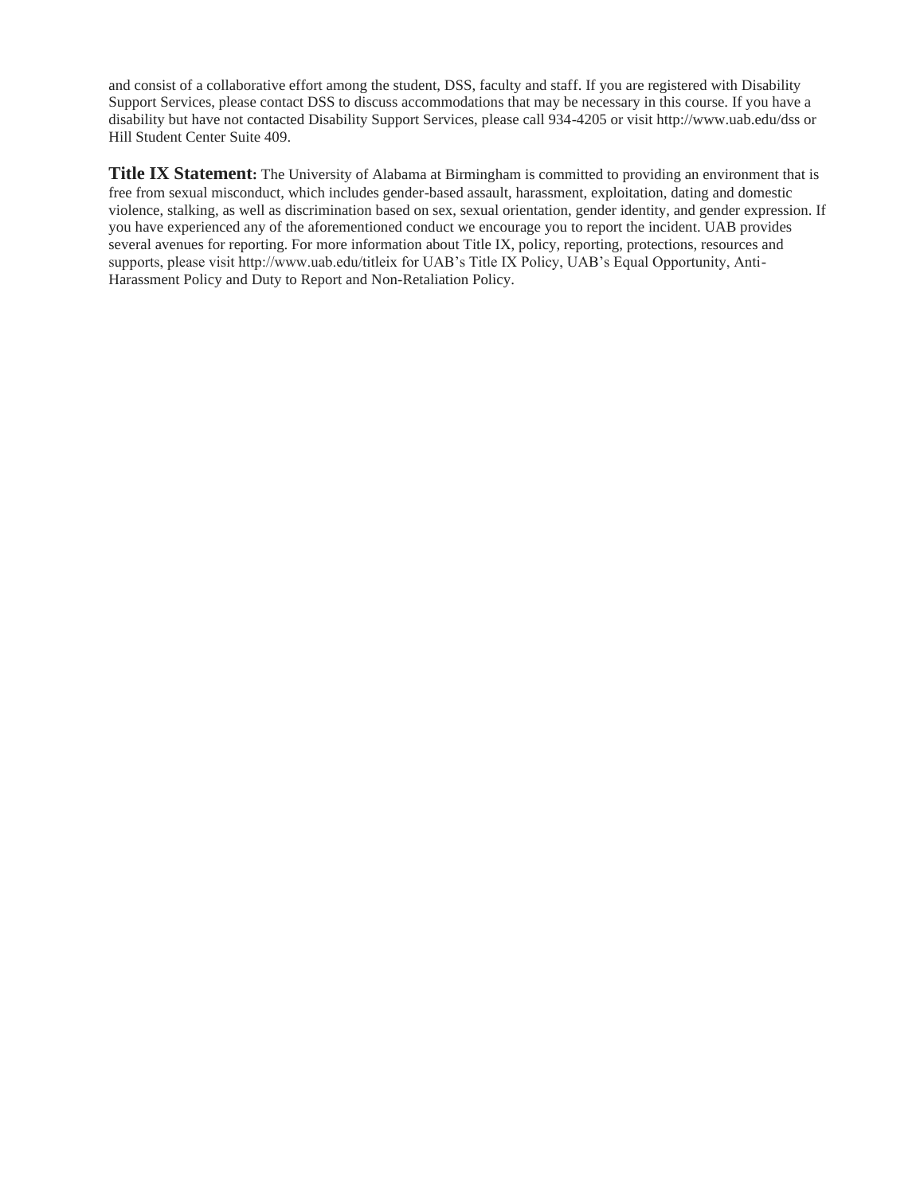and consist of a collaborative effort among the student, DSS, faculty and staff. If you are registered with Disability Support Services, please contact DSS to discuss accommodations that may be necessary in this course. If you have a disability but have not contacted Disability Support Services, please call 934-4205 or visit http://www.uab.edu/dss or Hill Student Center Suite 409.

**Title IX Statement:** The University of Alabama at Birmingham is committed to providing an environment that is free from sexual misconduct, which includes gender-based assault, harassment, exploitation, dating and domestic violence, stalking, as well as discrimination based on sex, sexual orientation, gender identity, and gender expression. If you have experienced any of the aforementioned conduct we encourage you to report the incident. UAB provides several avenues for reporting. For more information about Title IX, policy, reporting, protections, resources and supports, please visit http://www.uab.edu/titleix for UAB's Title IX Policy, UAB's Equal Opportunity, Anti-Harassment Policy and Duty to Report and Non-Retaliation Policy.